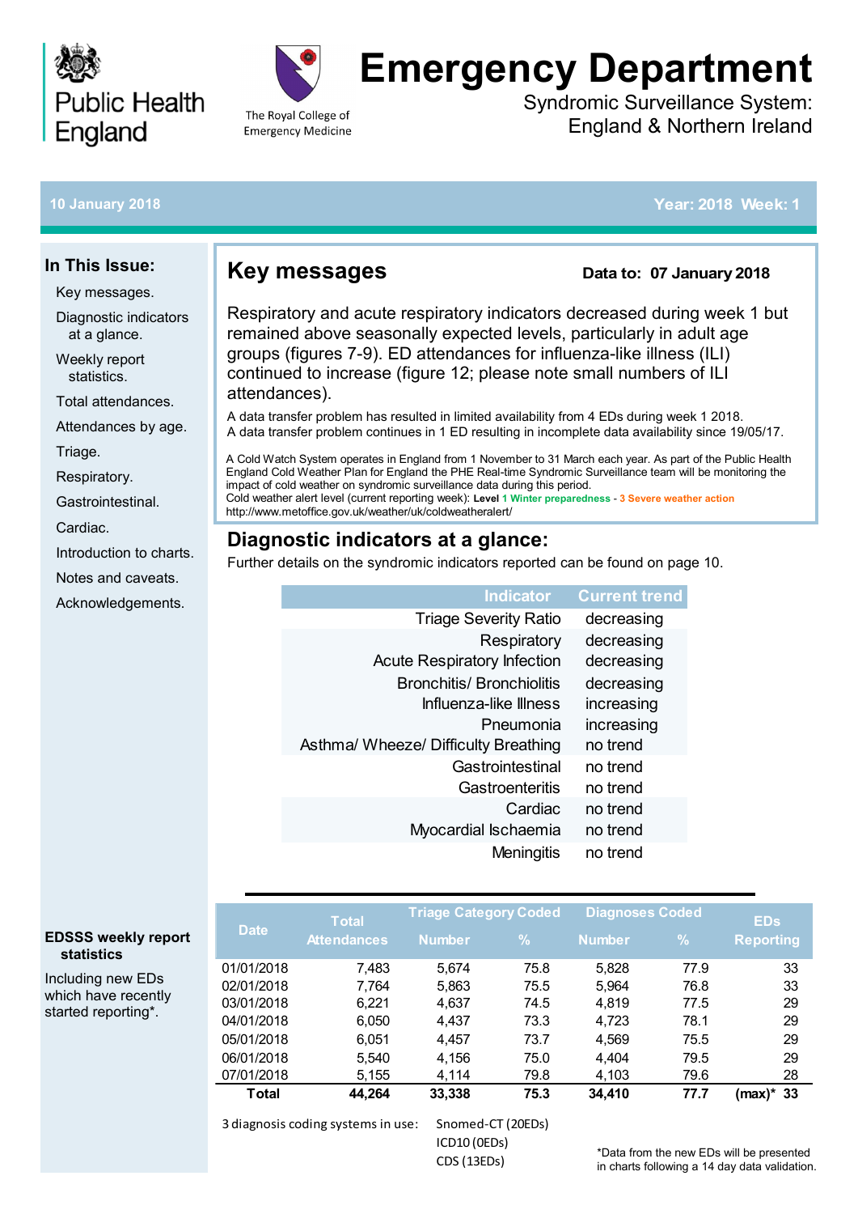Public Health England

The Royal College of Emergency Medicine

# Emergency Department

Syndromic Surveillance System: England & Northern Ireland

10 January 2018 — Year: 2018 Week: 1

**In This Issue:**

- Key messages.
- Diagnostic indicators at a glance.
- Weekly report statistics.
- Total attendances.
- Attendances by age.
- Triage.
- Respiratory.
- Gastrointestinal.
- Cardiac.
- Introduction to charts.
- Notes and caveats.
- Acknowledgements.

## Key messages

**Data to: 07 January 2018**

Respiratory and acute respiratory indicators decreased during week 1 but remained above seasonally expected levels, particularly in adult age groups (figures 7-9). ED attendances for influenza-like illness (ILI) continued to increase (figure 12; please note small numbers of ILI attendances).

A data transfer problem has resulted in limited availability from 4 EDs during week 1 2018.
A data transfer problem continues in 1 ED resulting in incomplete data availability since 19/05/17.

A Cold Watch System operates in England from 1 November to 31 March each year. As part of the Public Health England Cold Weather Plan for England the PHE Real-time Syndromic Surveillance team will be monitoring the impact of cold weather on syndromic surveillance data during this period.
Cold weather alert level (current reporting week): **Level 1 Winter preparedness - 3 Severe weather action**
http://www.metoffice.gov.uk/weather/uk/coldweatheralert/

## Diagnostic indicators at a glance:

Further details on the syndromic indicators reported can be found on page 10.

| Indicator | Current trend |
|---|---|
| Triage Severity Ratio | decreasing |
| Respiratory | decreasing |
| Acute Respiratory Infection | decreasing |
| Bronchitis/ Bronchiolitis | decreasing |
| Influenza-like Illness | increasing |
| Pneumonia | increasing |
| Asthma/ Wheeze/ Difficulty Breathing | no trend |
| Gastrointestinal | no trend |
| Gastroenteritis | no trend |
| Cardiac | no trend |
| Myocardial Ischaemia | no trend |
| Meningitis | no trend |

**EDSSS weekly report statistics**

Including new EDs which have recently started reporting*.

| Date | Total Attendances | Triage Category Coded | | Diagnoses Coded | | EDs Reporting |
|---|---|---|---|---|---|---|
| | | Number | % | Number | % | |
| 01/01/2018 | 7,483 | 5,674 | 75.8 | 5,828 | 77.9 | 33 |
| 02/01/2018 | 7,764 | 5,863 | 75.5 | 5,964 | 76.8 | 33 |
| 03/01/2018 | 6,221 | 4,637 | 74.5 | 4,819 | 77.5 | 29 |
| 04/01/2018 | 6,050 | 4,437 | 73.3 | 4,723 | 78.1 | 29 |
| 05/01/2018 | 6,051 | 4,457 | 73.7 | 4,569 | 75.5 | 29 |
| 06/01/2018 | 5,540 | 4,156 | 75.0 | 4,404 | 79.5 | 29 |
| 07/01/2018 | 5,155 | 4,114 | 79.8 | 4,103 | 79.6 | 28 |
| **Total** | **44,264** | **33,338** | **75.3** | **34,410** | **77.7** | **(max)* 33** |

3 diagnosis coding systems in use: Snomed-CT (20EDs), ICD10 (0EDs), CDS (13EDs)

*Data from the new EDs will be presented in charts following a 14 day data validation.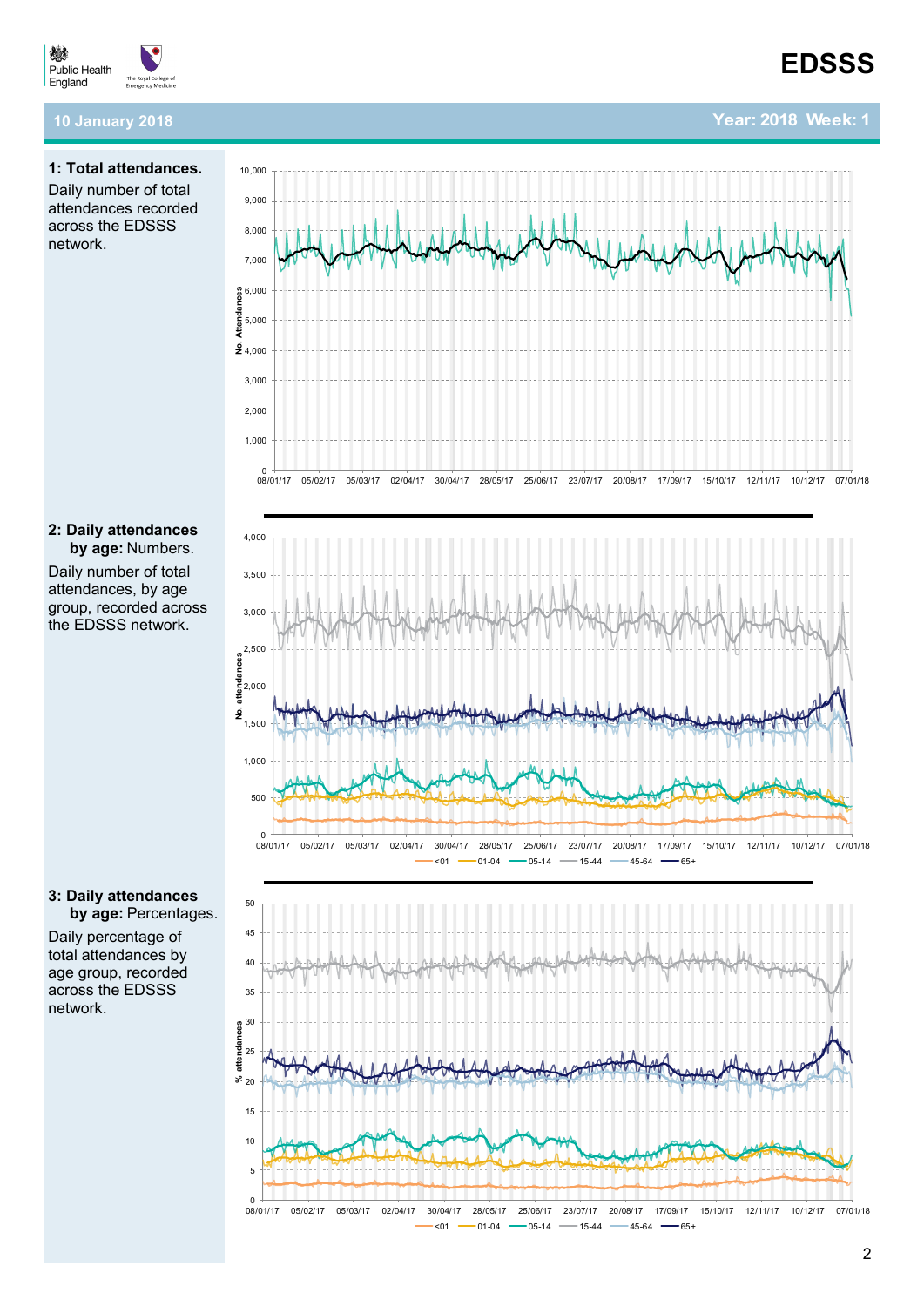## 1: Total attendances.

Daily number of total attendances recorded across the EDSSS network.

## 2: Daily attendances by age: Numbers.

Daily number of total attendances, by age group, recorded across the EDSSS network.

## 3: Daily attendances by age: Percentages.

Daily percentage of total attendances by age group, recorded across the EDSSS network.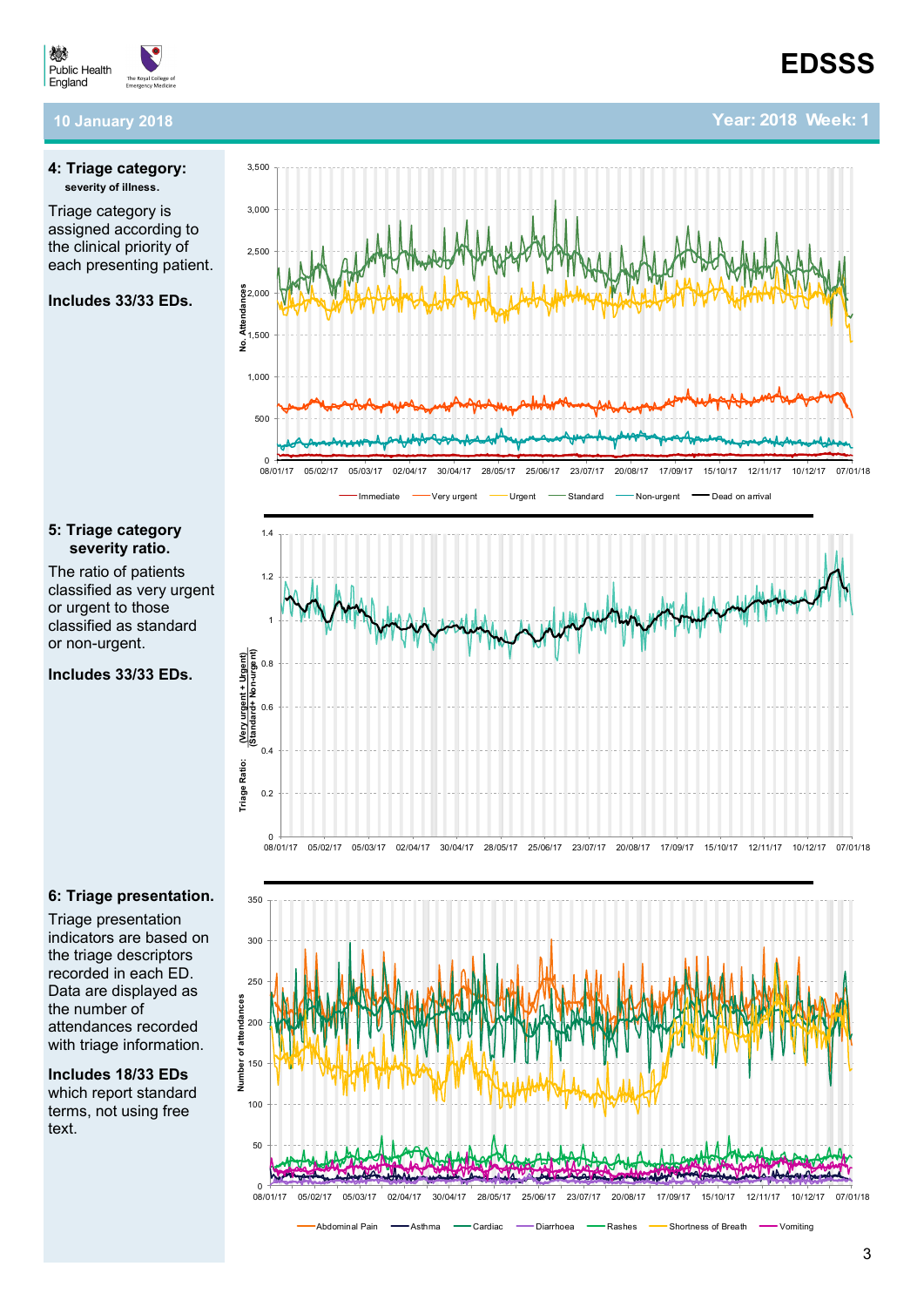# EDSSS

10 January 2018 — Year: 2018 Week: 1

## 4: Triage category:

**severity of illness.**

Triage category is assigned according to the clinical priority of each presenting patient.

**Includes 33/33 EDs.**

No. Attendances

3,500 / 3,000 / 2,500 / 2,000 / 1,500 / 1,000 / 500 / 0

08/01/17 05/02/17 05/03/17 02/04/17 30/04/17 28/05/17 25/06/17 23/07/17 20/08/17 17/09/17 15/10/17 12/11/17 10/12/17 07/01/18

Immediate — Very urgent — Urgent — Standard — Non-urgent — Dead on arrival

## 5: Triage category severity ratio.

The ratio of patients classified as very urgent or urgent to those classified as standard or non-urgent.

**Includes 33/33 EDs.**

Triage Ratio: (Very urgent + Urgent) / (Standard+ Non-urgent)

1.4 / 1.2 / 1 / 0.8 / 0.6 / 0.4 / 0.2 / 0

08/01/17 05/02/17 05/03/17 02/04/17 30/04/17 28/05/17 25/06/17 23/07/17 20/08/17 17/09/17 15/10/17 12/11/17 10/12/17 07/01/18

## 6: Triage presentation.

Triage presentation indicators are based on the triage descriptors recorded in each ED. Data are displayed as the number of attendances recorded with triage information.

**Includes 18/33 EDs** which report standard terms, not using free text.

Number of attendances

350 / 300 / 250 / 200 / 150 / 100 / 50 / 0

08/01/17 05/02/17 05/03/17 02/04/17 30/04/17 28/05/17 25/06/17 23/07/17 20/08/17 17/09/17 15/10/17 12/11/17 10/12/17 07/01/18

Abdominal Pain — Asthma — Cardiac — Diarrhoea — Rashes — Shortness of Breath — Vomiting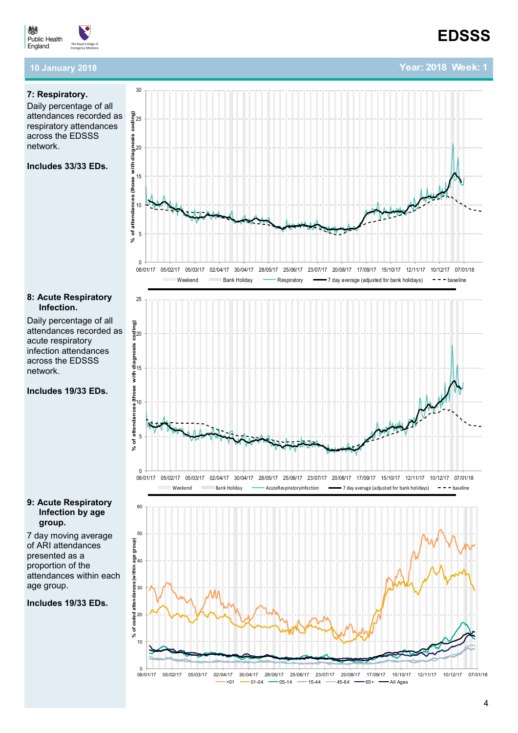**10 January 2018** | **Year: 2018 Week: 1**

## 7: Respiratory.

Daily percentage of all attendances recorded as respiratory attendances across the EDSSS network.

**Includes 33/33 EDs.**

## 8: Acute Respiratory Infection.

Daily percentage of all attendances recorded as acute respiratory infection attendances across the EDSSS network.

**Includes 19/33 EDs.**

## 9: Acute Respiratory Infection by age group.

7 day moving average of ARI attendances presented as a proportion of the attendances within each age group.

**Includes 19/33 EDs.**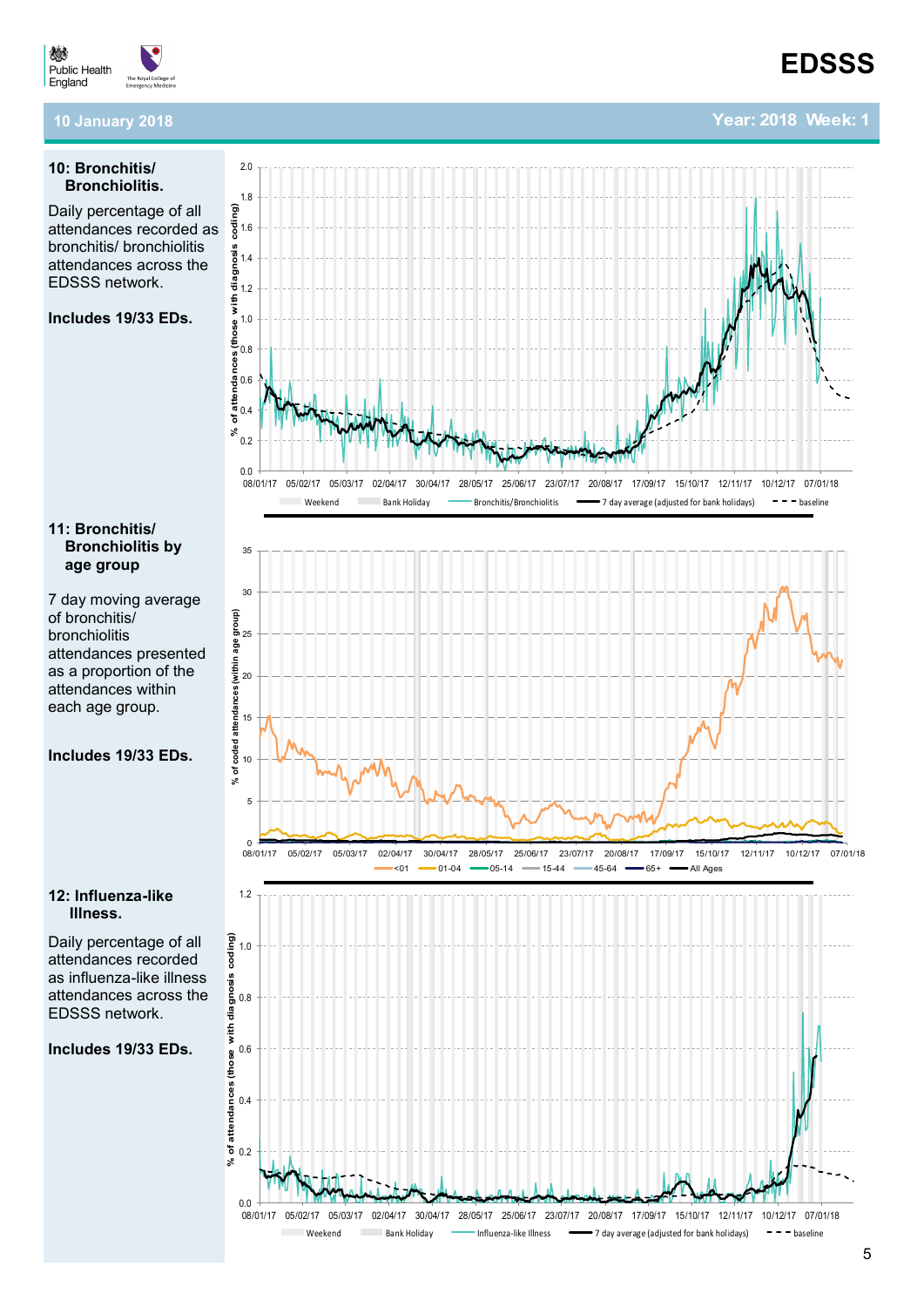**10 January 2018** — **Year: 2018 Week: 1**

## 10: Bronchitis/ Bronchiolitis.

Daily percentage of all attendances recorded as bronchitis/ bronchiolitis attendances across the EDSSS network.

**Includes 19/33 EDs.**

## 11: Bronchitis/ Bronchiolitis by age group

7 day moving average of bronchitis/ bronchiolitis attendances presented as a proportion of the attendances within each age group.

**Includes 19/33 EDs.**

## 12: Influenza-like Illness.

Daily percentage of all attendances recorded as influenza-like illness attendances across the EDSSS network.

**Includes 19/33 EDs.**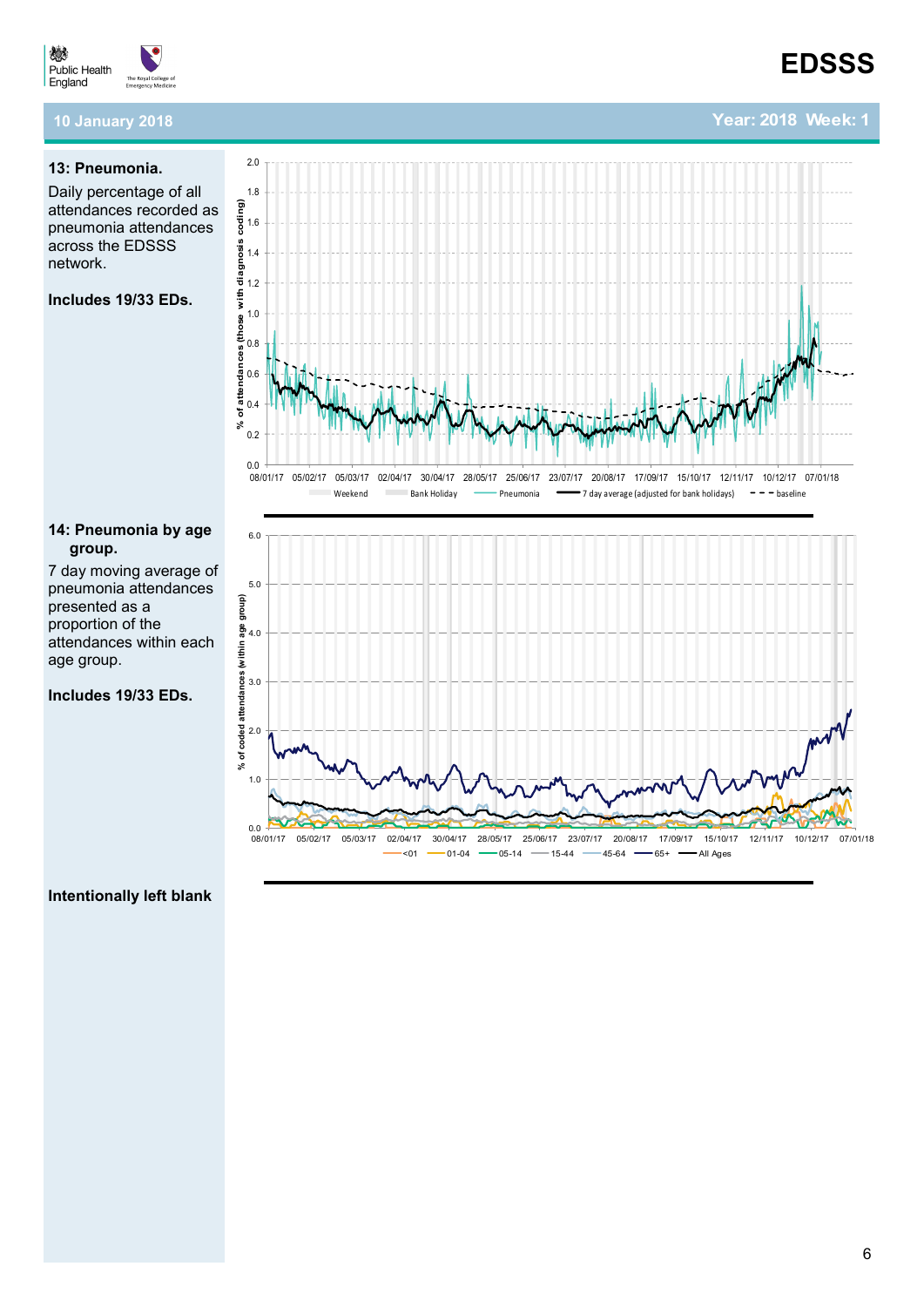### 13: Pneumonia.

Daily percentage of all attendances recorded as pneumonia attendances across the EDSSS network.

**Includes 19/33 EDs.**

### 14: Pneumonia by age group.

7 day moving average of pneumonia attendances presented as a proportion of the attendances within each age group.

**Includes 19/33 EDs.**

**Intentionally left blank**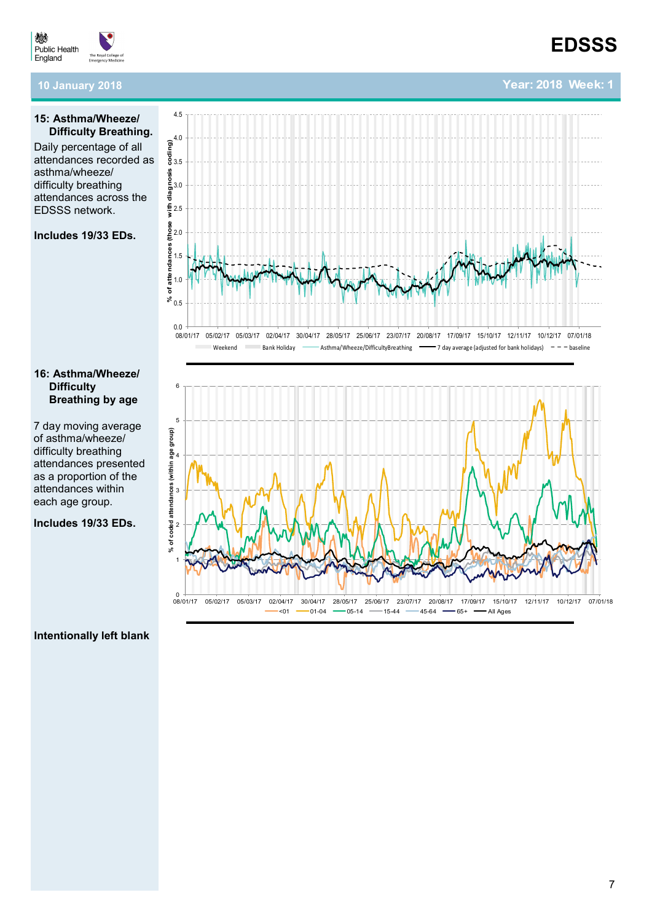## 15: Asthma/Wheeze/ Difficulty Breathing.

Daily percentage of all attendances recorded as asthma/wheeze/ difficulty breathing attendances across the EDSSS network.

**Includes 19/33 EDs.**

## 16: Asthma/Wheeze/ Difficulty Breathing by age

7 day moving average of asthma/wheeze/ difficulty breathing attendances presented as a proportion of the attendances within each age group.

**Includes 19/33 EDs.**

**Intentionally left blank**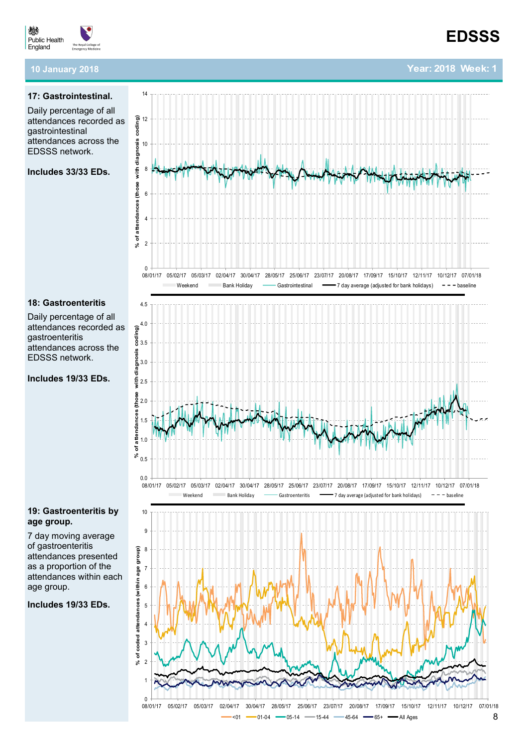**10 January 2018** | **Year: 2018 Week: 1**

### 17: Gastrointestinal.

Daily percentage of all attendances recorded as gastrointestinal attendances across the EDSSS network.

**Includes 33/33 EDs.**

### 18: Gastroenteritis

Daily percentage of all attendances recorded as gastroenteritis attendances across the EDSSS network.

**Includes 19/33 EDs.**

### 19: Gastroenteritis by age group.

7 day moving average of gastroenteritis attendances presented as a proportion of the attendances within each age group.

**Includes 19/33 EDs.**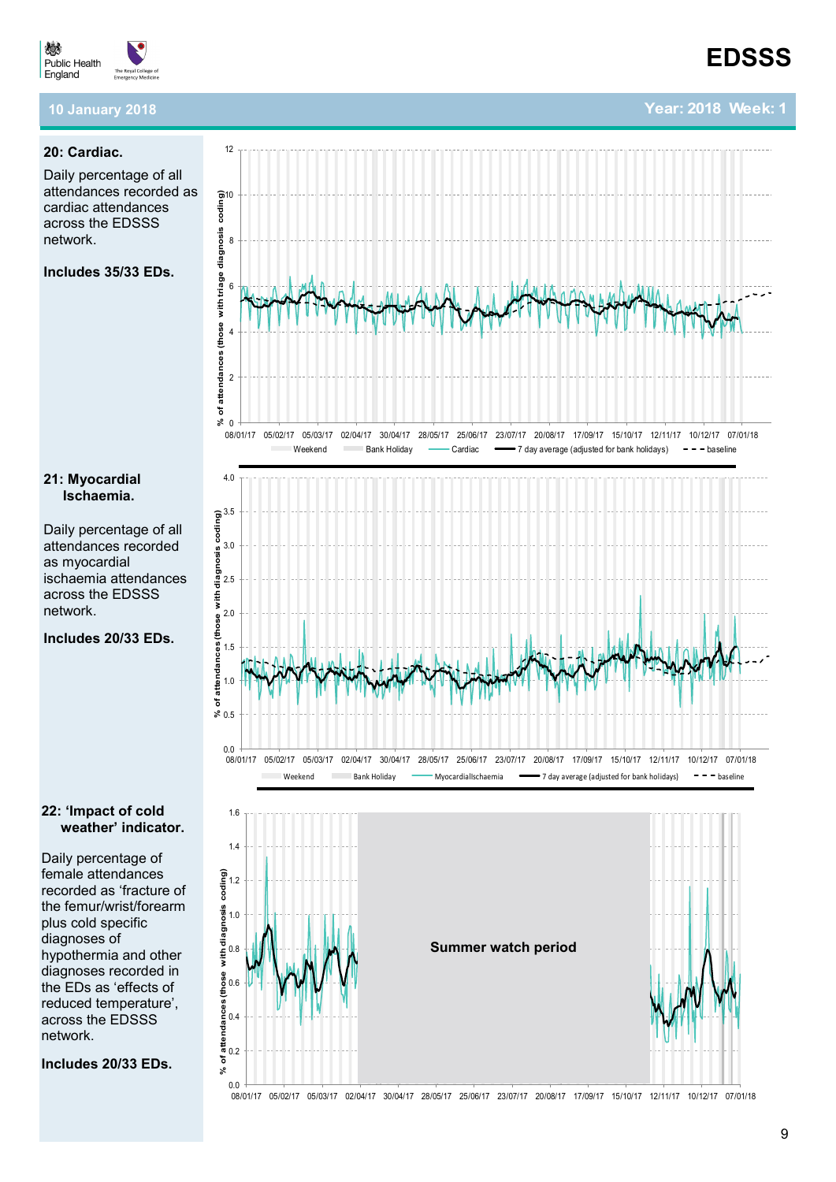**EDSSS**

**10 January 2018** **Year: 2018 Week: 1**

## 20: Cardiac.

Daily percentage of all attendances recorded as cardiac attendances across the EDSSS network.

**Includes 35/33 EDs.**

% of attendances (those with triage diagnosis coding)

08/01/17 05/02/17 05/03/17 02/04/17 30/04/17 28/05/17 25/06/17 23/07/17 20/08/17 17/09/17 15/10/17 12/11/17 10/12/17 07/01/18

Weekend | Bank Holiday | Cardiac | 7 day average (adjusted for bank holidays) | baseline

## 21: Myocardial Ischaemia.

Daily percentage of all attendances recorded as myocardial ischaemia attendances across the EDSSS network.

**Includes 20/33 EDs.**

% of attendances (those with diagnosis coding)

08/01/17 05/02/17 05/03/17 02/04/17 30/04/17 28/05/17 25/06/17 23/07/17 20/08/17 17/09/17 15/10/17 12/11/17 10/12/17 07/01/18

Weekend | Bank Holiday | MyocardialIschaemia | 7 day average (adjusted for bank holidays) | baseline

## 22: 'Impact of cold weather' indicator.

Daily percentage of female attendances recorded as 'fracture of the femur/wrist/forearm plus cold specific diagnoses of hypothermia and other diagnoses recorded in the EDs as 'effects of reduced temperature', across the EDSSS network.

**Includes 20/33 EDs.**

% of attendances (those with diagnosis coding)

**Summer watch period**

08/01/17 05/02/17 05/03/17 02/04/17 30/04/17 28/05/17 25/06/17 23/07/17 20/08/17 17/09/17 15/10/17 12/11/17 10/12/17 07/01/18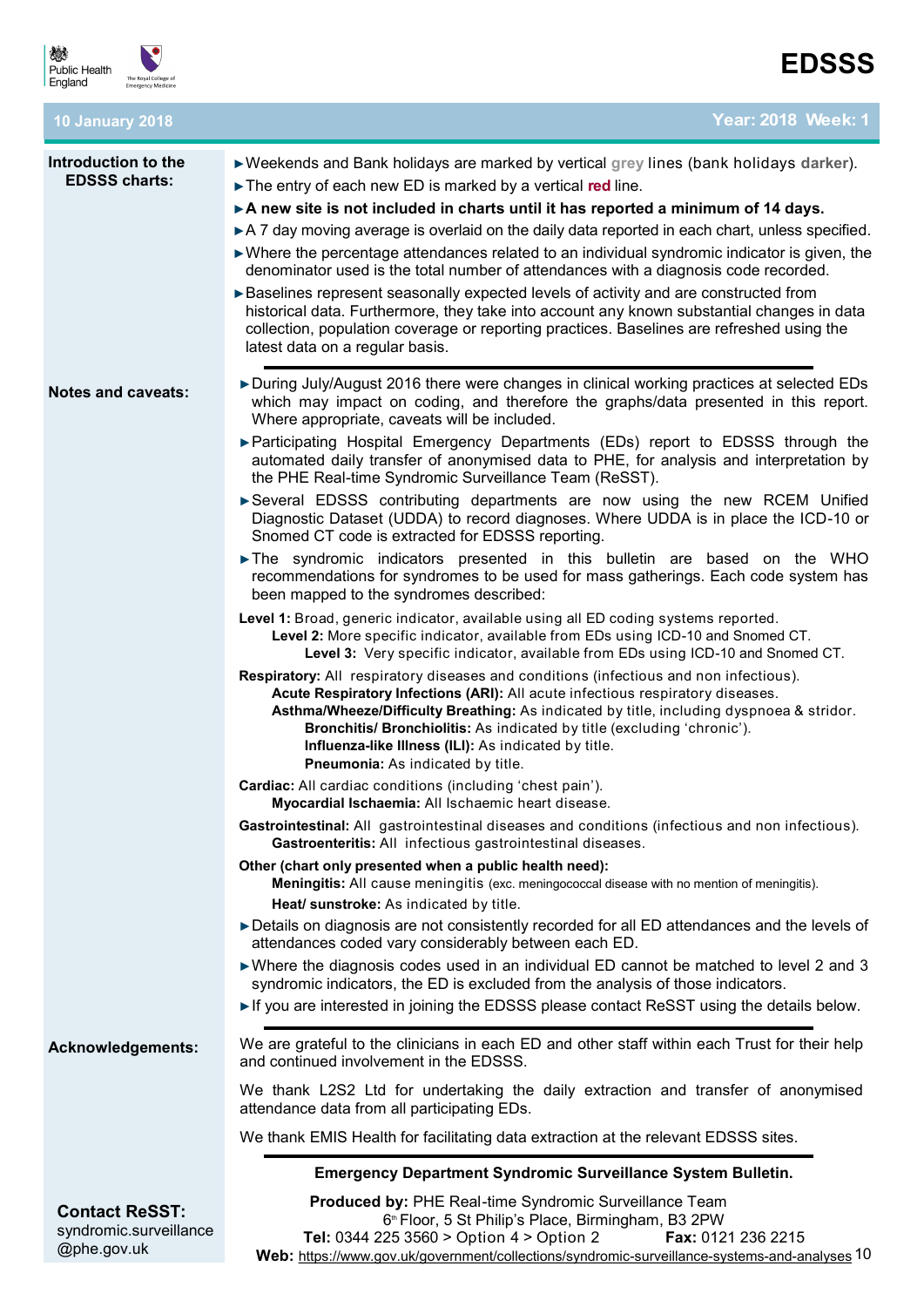**EDSSS**

**10 January 2018** | **Year: 2018 Week: 1**

## Introduction to the EDSSS charts:

- Weekends and Bank holidays are marked by vertical grey lines (bank holidays darker).
- The entry of each new ED is marked by a vertical red line.
- **A new site is not included in charts until it has reported a minimum of 14 days.**
- A 7 day moving average is overlaid on the daily data reported in each chart, unless specified.
- Where the percentage attendances related to an individual syndromic indicator is given, the denominator used is the total number of attendances with a diagnosis code recorded.
- Baselines represent seasonally expected levels of activity and are constructed from historical data. Furthermore, they take into account any known substantial changes in data collection, population coverage or reporting practices. Baselines are refreshed using the latest data on a regular basis.

## Notes and caveats:

- During July/August 2016 there were changes in clinical working practices at selected EDs which may impact on coding, and therefore the graphs/data presented in this report. Where appropriate, caveats will be included.
- Participating Hospital Emergency Departments (EDs) report to EDSSS through the automated daily transfer of anonymised data to PHE, for analysis and interpretation by the PHE Real-time Syndromic Surveillance Team (ReSST).
- Several EDSSS contributing departments are now using the new RCEM Unified Diagnostic Dataset (UDDA) to record diagnoses. Where UDDA is in place the ICD-10 or Snomed CT code is extracted for EDSSS reporting.
- The syndromic indicators presented in this bulletin are based on the WHO recommendations for syndromes to be used for mass gatherings. Each code system has been mapped to the syndromes described:

**Level 1:** Broad, generic indicator, available using all ED coding systems reported.
**Level 2:** More specific indicator, available from EDs using ICD-10 and Snomed CT.
**Level 3:** Very specific indicator, available from EDs using ICD-10 and Snomed CT.

**Respiratory:** All respiratory diseases and conditions (infectious and non infectious).
**Acute Respiratory Infections (ARI):** All acute infectious respiratory diseases.
**Asthma/Wheeze/Difficulty Breathing:** As indicated by title, including dyspnoea & stridor.
**Bronchitis/ Bronchiolitis:** As indicated by title (excluding 'chronic').
**Influenza-like Illness (ILI):** As indicated by title.
**Pneumonia:** As indicated by title.

**Cardiac:** All cardiac conditions (including 'chest pain').
**Myocardial Ischaemia:** All Ischaemic heart disease.

**Gastrointestinal:** All gastrointestinal diseases and conditions (infectious and non infectious).
**Gastroenteritis:** All infectious gastrointestinal diseases.

**Other (chart only presented when a public health need):**
**Meningitis:** All cause meningitis (exc. meningococcal disease with no mention of meningitis).
**Heat/ sunstroke:** As indicated by title.

- Details on diagnosis are not consistently recorded for all ED attendances and the levels of attendances coded vary considerably between each ED.
- Where the diagnosis codes used in an individual ED cannot be matched to level 2 and 3 syndromic indicators, the ED is excluded from the analysis of those indicators.
- If you are interested in joining the EDSSS please contact ReSST using the details below.

## Acknowledgements:

We are grateful to the clinicians in each ED and other staff within each Trust for their help and continued involvement in the EDSSS.

We thank L2S2 Ltd for undertaking the daily extraction and transfer of anonymised attendance data from all participating EDs.

We thank EMIS Health for facilitating data extraction at the relevant EDSSS sites.

**Emergency Department Syndromic Surveillance System Bulletin.**

**Produced by:** PHE Real-time Syndromic Surveillance Team
6th Floor, 5 St Philip's Place, Birmingham, B3 2PW
**Tel:** 0344 225 3560 > Option 4 > Option 2 **Fax:** 0121 236 2215
**Web:** https://www.gov.uk/government/collections/syndromic-surveillance-systems-and-analyses

**Contact ReSST:**
syndromic.surveillance@phe.gov.uk